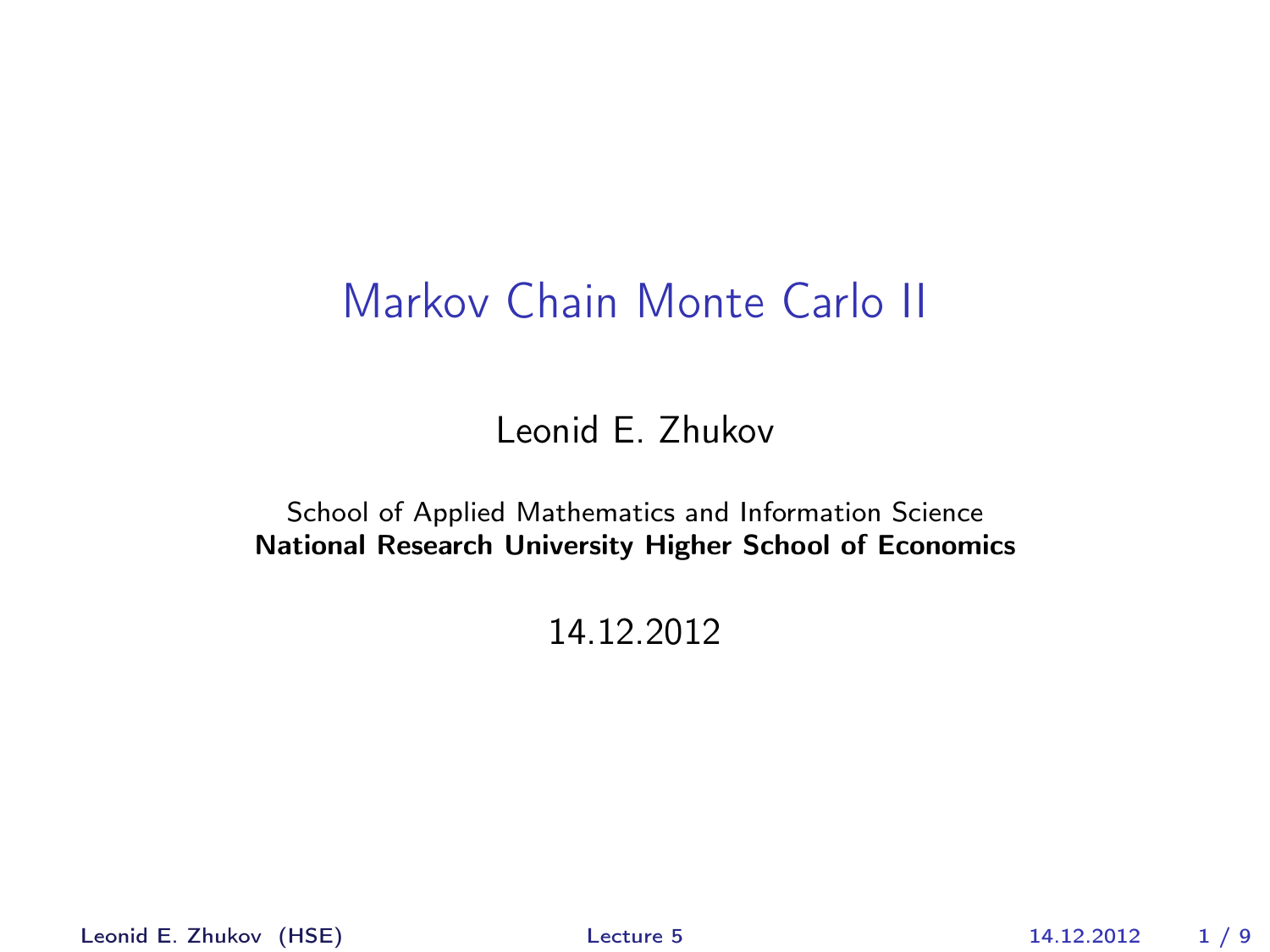# Markov Chain Monte Carlo II

Leonid E. Zhukov

School of Applied Mathematics and Information Science
**National Research University Higher School of Economics**

14.12.2012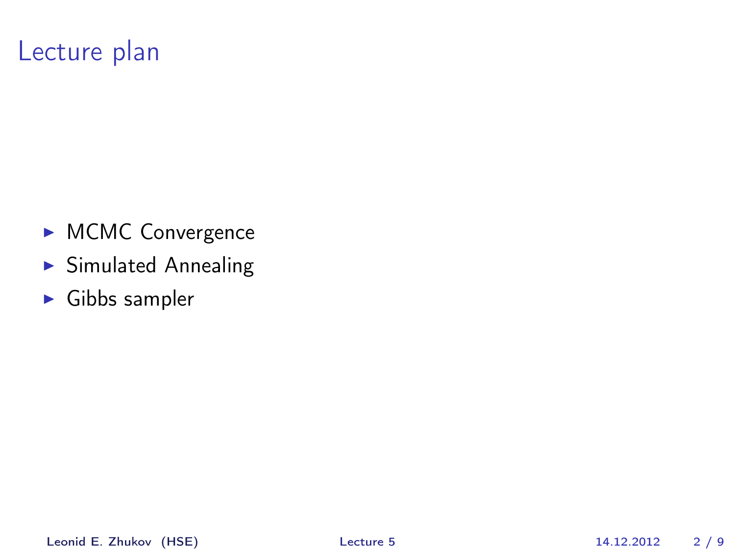# Lecture plan

- MCMC Convergence
- Simulated Annealing
- Gibbs sampler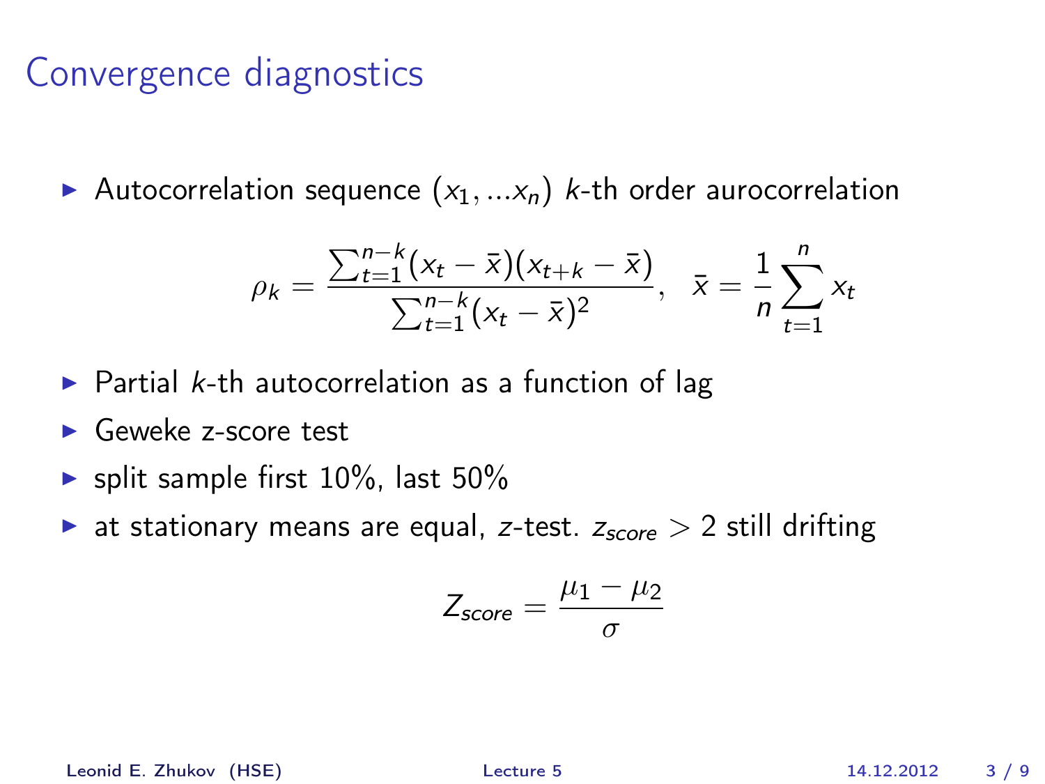# Convergence diagnostics

- Autocorrelation sequence $(x_1, ...x_n)$ $k$-th order aurocorrelation

$$\rho_k = \frac{\sum_{t=1}^{n-k}(x_t - \bar{x})(x_{t+k} - \bar{x})}{\sum_{t=1}^{n-k}(x_t - \bar{x})^2}, \quad \bar{x} = \frac{1}{n}\sum_{t=1}^{n} x_t$$

- Partial $k$-th autocorrelation as a function of lag
- Geweke z-score test
- split sample first 10%, last 50%
- at stationary means are equal, $z$-test. $z_{score} > 2$ still drifting

$$Z_{score} = \frac{\mu_1 - \mu_2}{\sigma}$$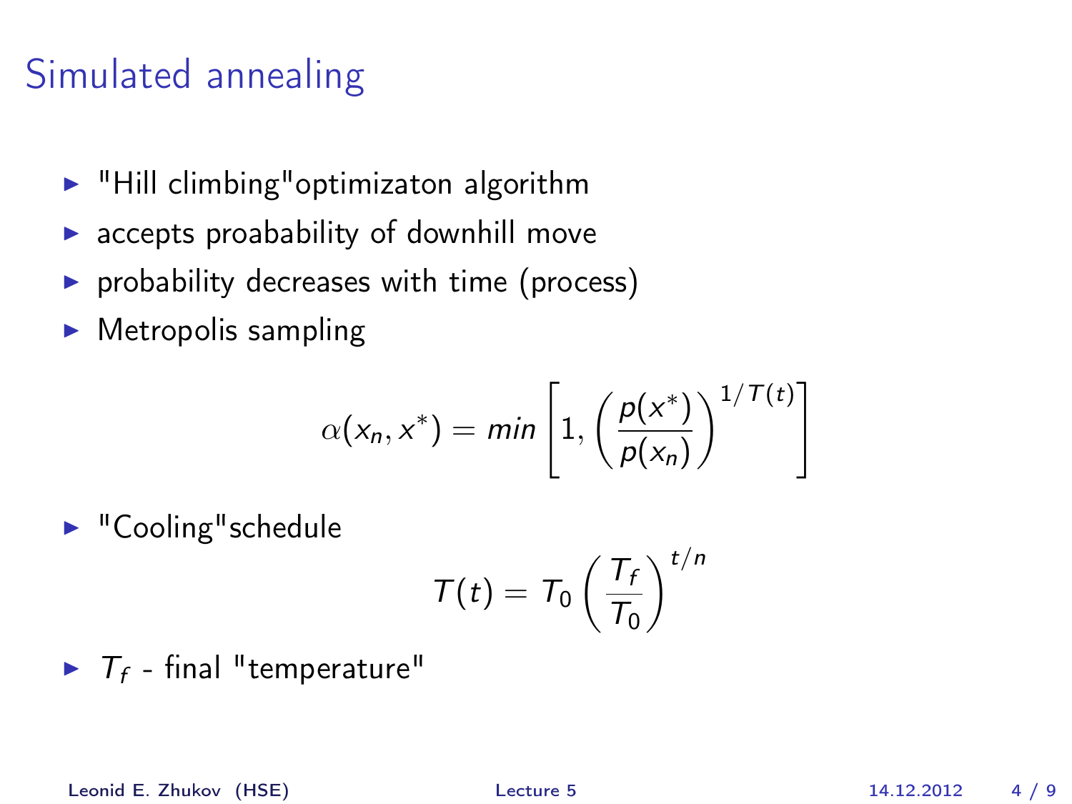# Simulated annealing

- "Hill climbing"optimizaton algorithm
- accepts proabability of downhill move
- probability decreases with time (process)
- Metropolis sampling

$$\alpha(x_n, x^*) = min\left[1, \left(\frac{p(x^*)}{p(x_n)}\right)^{1/T(t)}\right]$$

- "Cooling"schedule

$$T(t) = T_0 \left(\frac{T_f}{T_0}\right)^{t/n}$$

- $T_f$ - final "temperature"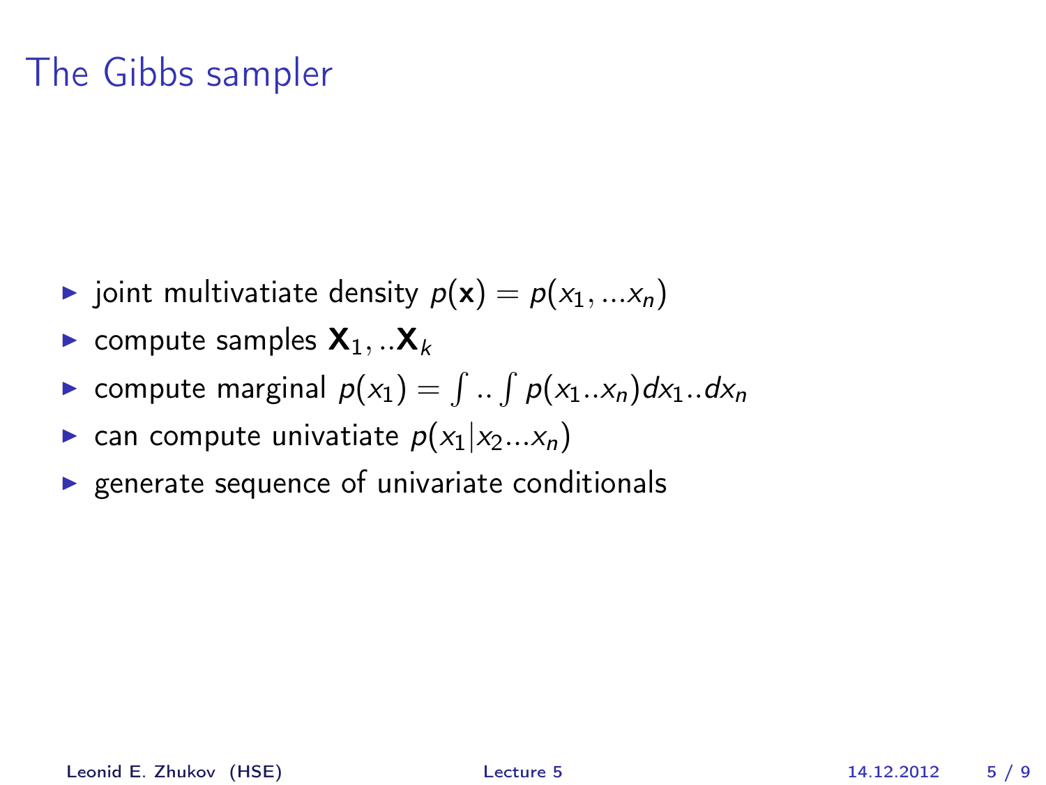# The Gibbs sampler

- joint multivatiate density $p(\mathbf{x}) = p(x_1, ...x_n)$
- compute samples $\mathbf{X}_1, ..\mathbf{X}_k$
- compute marginal $p(x_1) = \int .. \int p(x_1..x_n)dx_1..dx_n$
- can compute univatiate $p(x_1|x_2...x_n)$
- generate sequence of univariate conditionals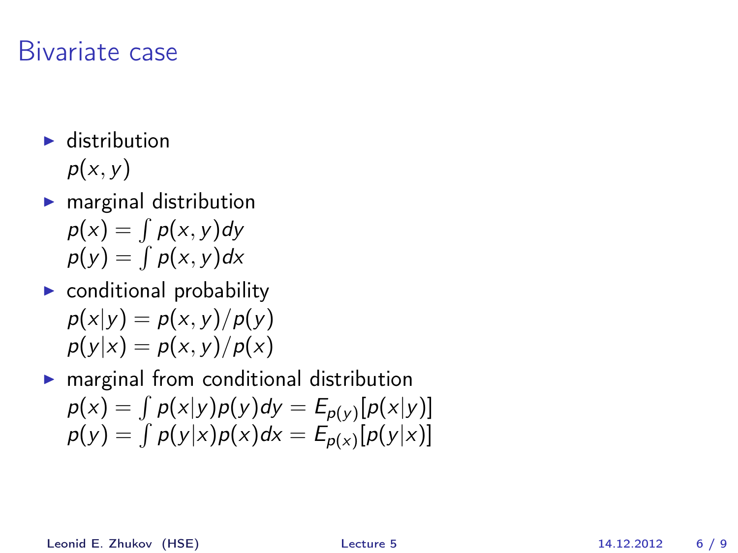# Bivariate case

- distribution
  $p(x, y)$
- marginal distribution
  $p(x) = \int p(x, y) dy$
  $p(y) = \int p(x, y) dx$
- conditional probability
  $p(x|y) = p(x, y)/p(y)$
  $p(y|x) = p(x, y)/p(x)$
- marginal from conditional distribution
  $p(x) = \int p(x|y)p(y)dy = E_{p(y)}[p(x|y)]$
  $p(y) = \int p(y|x)p(x)dx = E_{p(x)}[p(y|x)]$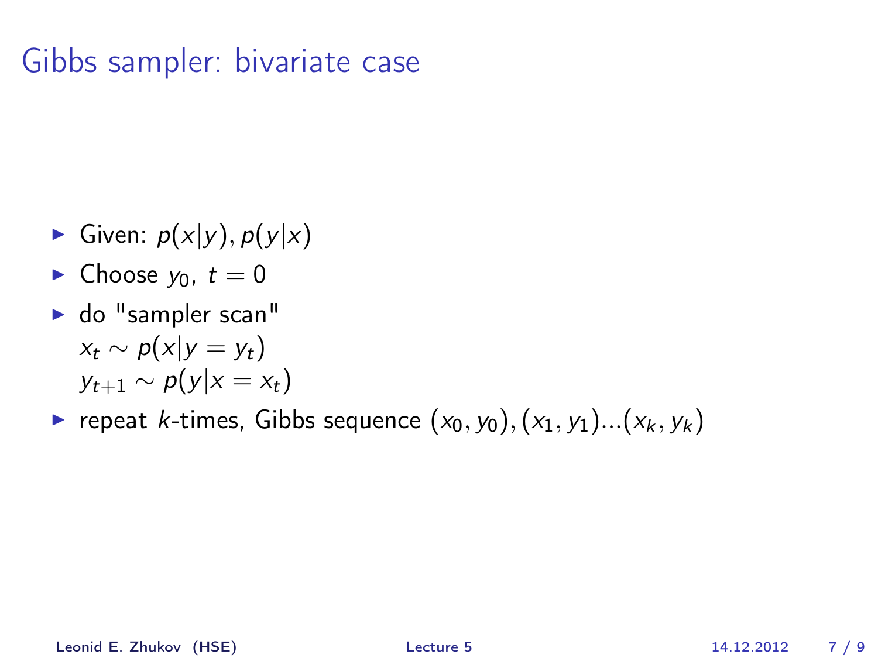# Gibbs sampler: bivariate case

- Given: $p(x|y), p(y|x)$
- Choose $y_0$, $t = 0$
- do "sampler scan"
  $x_t \sim p(x|y = y_t)$
  $y_{t+1} \sim p(y|x = x_t)$
- repeat $k$-times, Gibbs sequence $(x_0, y_0), (x_1, y_1)...(x_k, y_k)$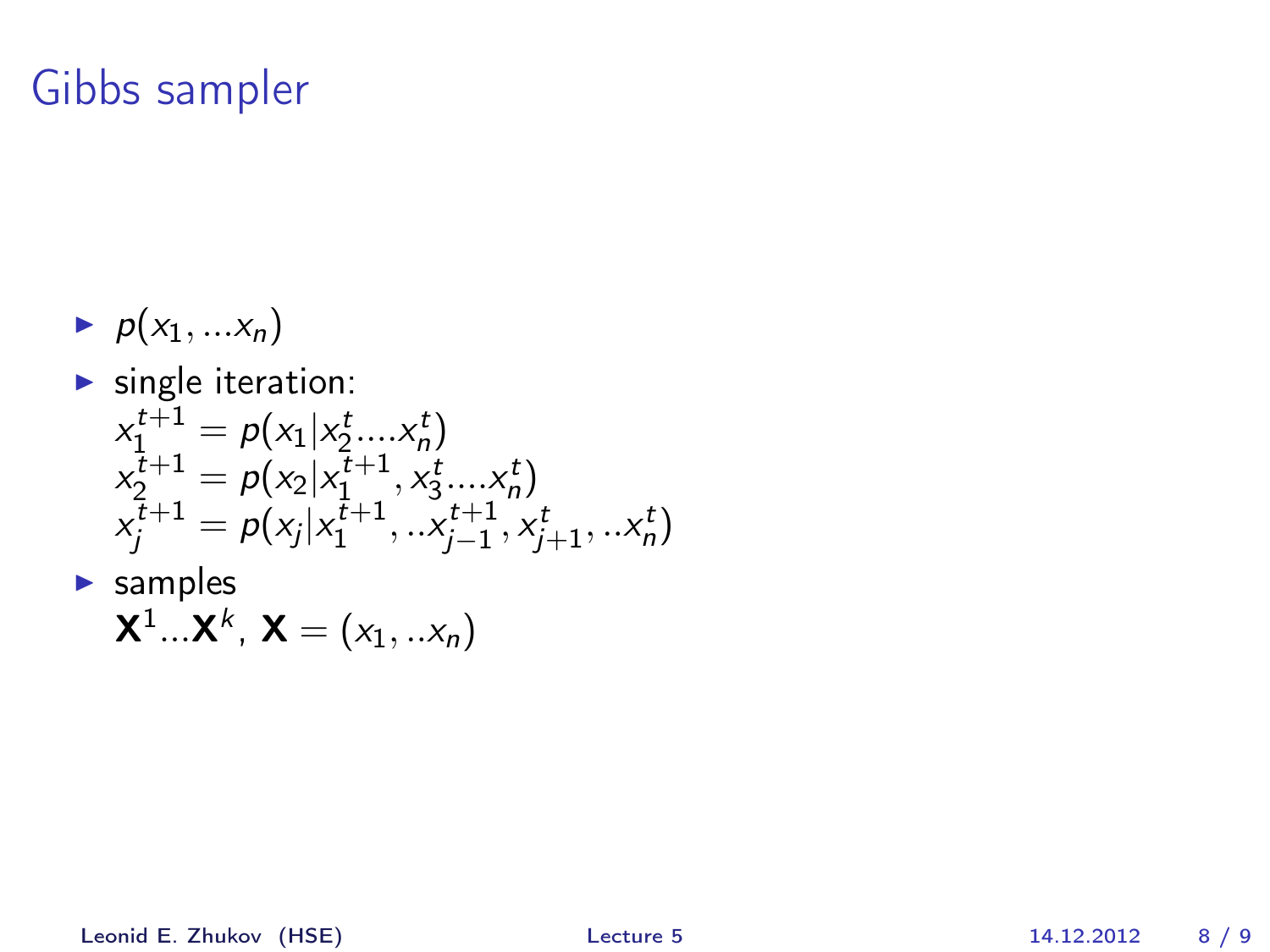# Gibbs sampler

- $p(x_1, ...x_n)$
- single iteration:
  $x_1^{t+1} = p(x_1|x_2^t....x_n^t)$
  $x_2^{t+1} = p(x_2|x_1^{t+1}, x_3^t....x_n^t)$
  $x_j^{t+1} = p(x_j|x_1^{t+1}, ..x_{j-1}^{t+1}, x_{j+1}^t, ..x_n^t)$
- samples
  $\mathbf{X}^1...\mathbf{X}^k$, $\mathbf{X} = (x_1, ..x_n)$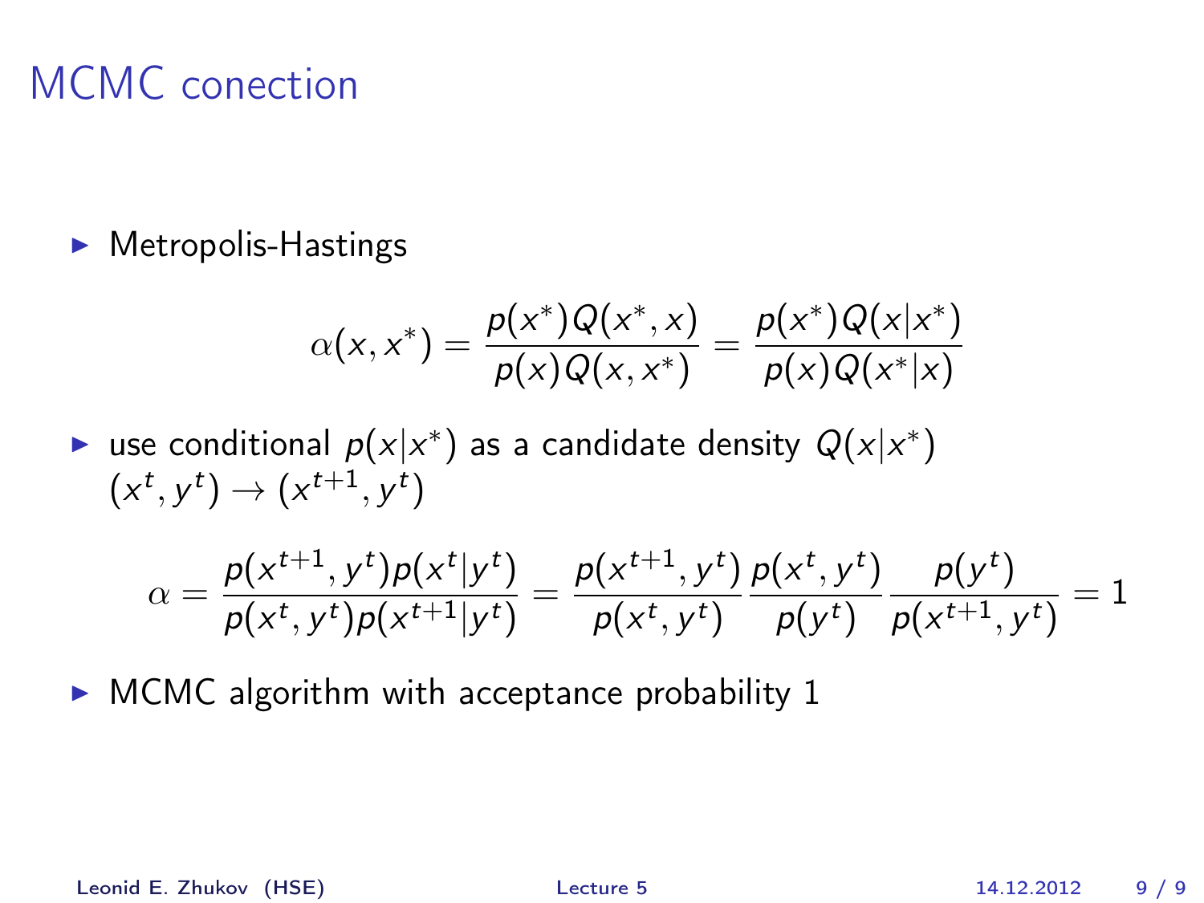# MCMC conection

- Metropolis-Hastings

$$\alpha(x, x^*) = \frac{p(x^*)Q(x^*, x)}{p(x)Q(x, x^*)} = \frac{p(x^*)Q(x|x^*)}{p(x)Q(x^*|x)}$$

- use conditional $p(x|x^*)$ as a candidate density $Q(x|x^*)$
  $(x^t, y^t) \to (x^{t+1}, y^t)$

$$\alpha = \frac{p(x^{t+1}, y^t)p(x^t|y^t)}{p(x^t, y^t)p(x^{t+1}|y^t)} = \frac{p(x^{t+1}, y^t)}{p(x^t, y^t)} \frac{p(x^t, y^t)}{p(y^t)} \frac{p(y^t)}{p(x^{t+1}, y^t)} = 1$$

- MCMC algorithm with acceptance probability 1